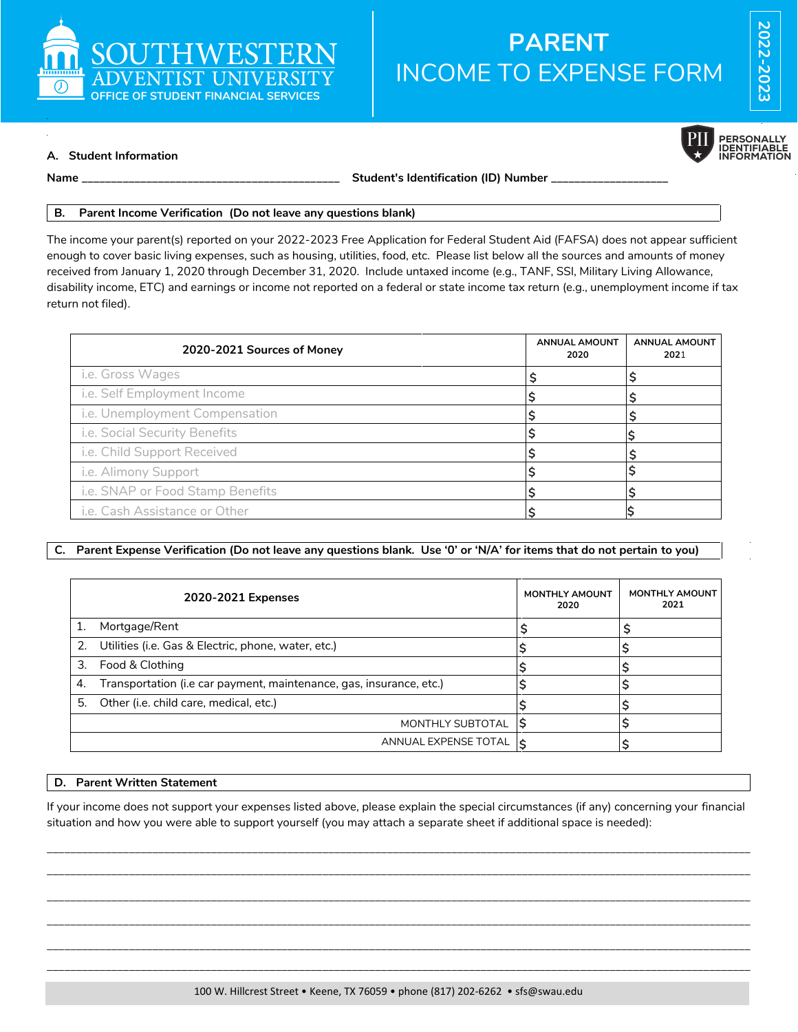SOUTHWESTERN ADVENTIST UNIVERSITY
OFFICE OF STUDENT FINANCIAL SERVICES

# PARENT INCOME TO EXPENSE FORM

2022-2023

PERSONALLY IDENTIFIABLE INFORMATION

## A. Student Information

Name ________________________________________ Student's Identification (ID) Number __________________

## B. Parent Income Verification (Do not leave any questions blank)

The income your parent(s) reported on your 2022-2023 Free Application for Federal Student Aid (FAFSA) does not appear sufficient enough to cover basic living expenses, such as housing, utilities, food, etc. Please list below all the sources and amounts of money received from January 1, 2020 through December 31, 2020. Include untaxed income (e.g., TANF, SSI, Military Living Allowance, disability income, ETC) and earnings or income not reported on a federal or state income tax return (e.g., unemployment income if tax return not filed).

| 2020-2021 Sources of Money | ANNUAL AMOUNT 2020 | ANNUAL AMOUNT 2021 |
|---|---|---|
| i.e. Gross Wages | $ | $ |
| i.e. Self Employment Income | $ | $ |
| i.e. Unemployment Compensation | $ | $ |
| i.e. Social Security Benefits | $ | $ |
| i.e. Child Support Received | $ | $ |
| i.e. Alimony Support | $ | $ |
| i.e. SNAP or Food Stamp Benefits | $ | $ |
| i.e. Cash Assistance or Other | $ | $ |

## C. Parent Expense Verification (Do not leave any questions blank. Use '0' or 'N/A' for items that do not pertain to you)

| 2020-2021 Expenses | MONTHLY AMOUNT 2020 | MONTHLY AMOUNT 2021 |
|---|---|---|
| 1. Mortgage/Rent | $ | $ |
| 2. Utilities (i.e. Gas & Electric, phone, water, etc.) | $ | $ |
| 3. Food & Clothing | $ | $ |
| 4. Transportation (i.e car payment, maintenance, gas, insurance, etc.) | $ | $ |
| 5. Other (i.e. child care, medical, etc.) | $ | $ |
| MONTHLY SUBTOTAL | $ | $ |
| ANNUAL EXPENSE TOTAL | $ | $ |

## D. Parent Written Statement

If your income does not support your expenses listed above, please explain the special circumstances (if any) concerning your financial situation and how you were able to support yourself (you may attach a separate sheet if additional space is needed):

______________________________________________________________________________________________

______________________________________________________________________________________________

______________________________________________________________________________________________

______________________________________________________________________________________________

______________________________________________________________________________________________

______________________________________________________________________________________________

100 W. Hillcrest Street • Keene, TX 76059 • phone (817) 202-6262 • sfs@swau.edu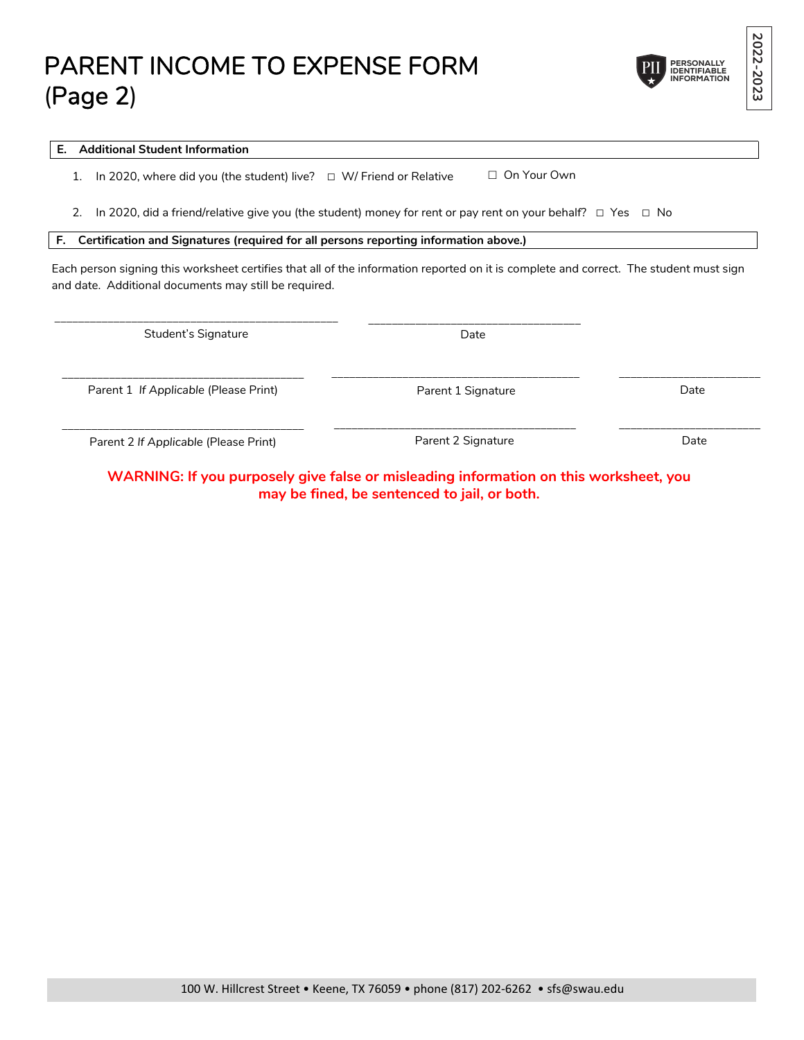# PARENT INCOME TO EXPENSE FORM (Page 2)

PERSONALLY IDENTIFIABLE INFORMATION

2022-2023

**E. Additional Student Information**

1. In 2020, where did you (the student) live? ☐ W/ Friend or Relative ☐ On Your Own

2. In 2020, did a friend/relative give you (the student) money for rent or pay rent on your behalf? ☐ Yes ☐ No

**F. Certification and Signatures (required for all persons reporting information above.)**

Each person signing this worksheet certifies that all of the information reported on it is complete and correct. The student must sign and date. Additional documents may still be required.

_______________________________________________ Student's Signature

___________________________________ Date

________________________________________ Parent 1 *If Applicable* (Please Print)

_________________________________________ Parent 1 Signature

_______________________ Date

________________________________________ Parent 2 *If Applicable* (Please Print)

________________________________________ Parent 2 Signature

_______________________ Date

**WARNING: If you purposely give false or misleading information on this worksheet, you may be fined, be sentenced to jail, or both.**

100 W. Hillcrest Street • Keene, TX 76059 • phone (817) 202-6262 • sfs@swau.edu